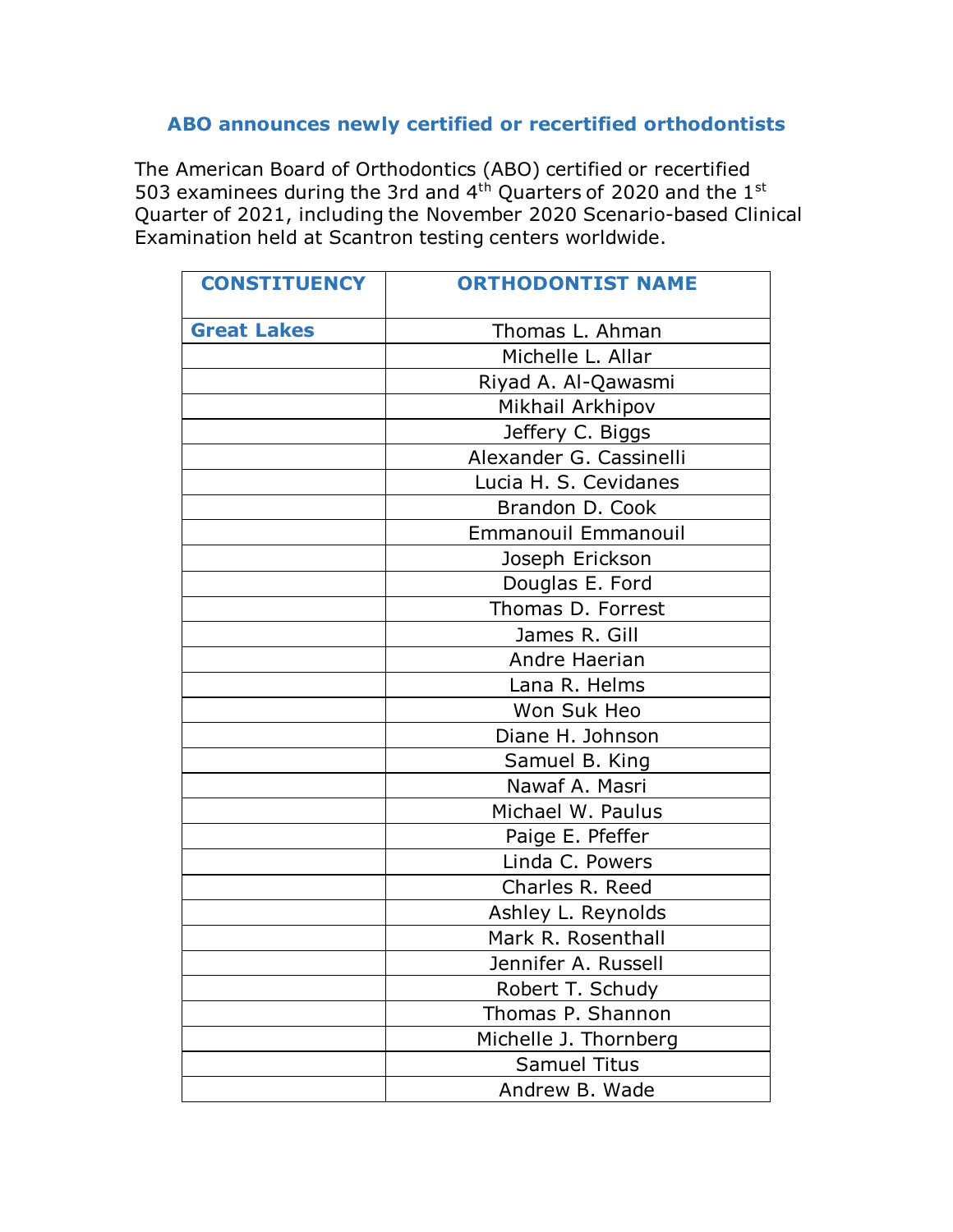## ABO announces newly certified or recertified orthodontists

The American Board of Orthodontics (ABO) certified or recertified 503 examinees during the 3rd and 4th Quarters of 2020 and the 1st Quarter of 2021, including the November 2020 Scenario-based Clinical Examination held at Scantron testing centers worldwide.

| CONSTITUENCY | ORTHODONTIST NAME |
|---|---|
| **Great Lakes** | Thomas L. Ahman |
| | Michelle L. Allar |
| | Riyad A. Al-Qawasmi |
| | Mikhail Arkhipov |
| | Jeffery C. Biggs |
| | Alexander G. Cassinelli |
| | Lucia H. S. Cevidanes |
| | Brandon D. Cook |
| | Emmanouil Emmanouil |
| | Joseph Erickson |
| | Douglas E. Ford |
| | Thomas D. Forrest |
| | James R. Gill |
| | Andre Haerian |
| | Lana R. Helms |
| | Won Suk Heo |
| | Diane H. Johnson |
| | Samuel B. King |
| | Nawaf A. Masri |
| | Michael W. Paulus |
| | Paige E. Pfeffer |
| | Linda C. Powers |
| | Charles R. Reed |
| | Ashley L. Reynolds |
| | Mark R. Rosenthall |
| | Jennifer A. Russell |
| | Robert T. Schudy |
| | Thomas P. Shannon |
| | Michelle J. Thornberg |
| | Samuel Titus |
| | Andrew B. Wade |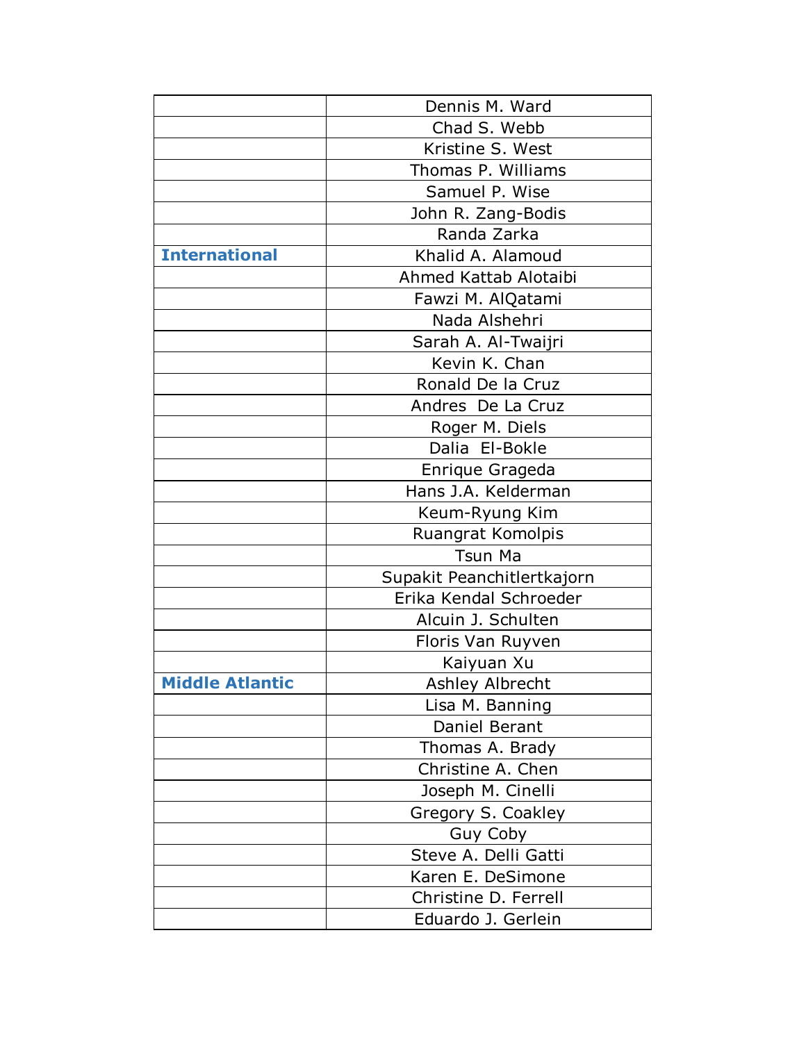| | |
|---|---|
| | Dennis M. Ward |
| | Chad S. Webb |
| | Kristine S. West |
| | Thomas P. Williams |
| | Samuel P. Wise |
| | John R. Zang-Bodis |
| | Randa Zarka |
| **International** | Khalid A. Alamoud |
| | Ahmed Kattab Alotaibi |
| | Fawzi M. AlQatami |
| | Nada Alshehri |
| | Sarah A. Al-Twaijri |
| | Kevin K. Chan |
| | Ronald De la Cruz |
| | Andres De La Cruz |
| | Roger M. Diels |
| | Dalia El-Bokle |
| | Enrique Grageda |
| | Hans J.A. Kelderman |
| | Keum-Ryung Kim |
| | Ruangrat Komolpis |
| | Tsun Ma |
| | Supakit Peanchitlertkajorn |
| | Erika Kendal Schroeder |
| | Alcuin J. Schulten |
| | Floris Van Ruyven |
| | Kaiyuan Xu |
| **Middle Atlantic** | Ashley Albrecht |
| | Lisa M. Banning |
| | Daniel Berant |
| | Thomas A. Brady |
| | Christine A. Chen |
| | Joseph M. Cinelli |
| | Gregory S. Coakley |
| | Guy Coby |
| | Steve A. Delli Gatti |
| | Karen E. DeSimone |
| | Christine D. Ferrell |
| | Eduardo J. Gerlein |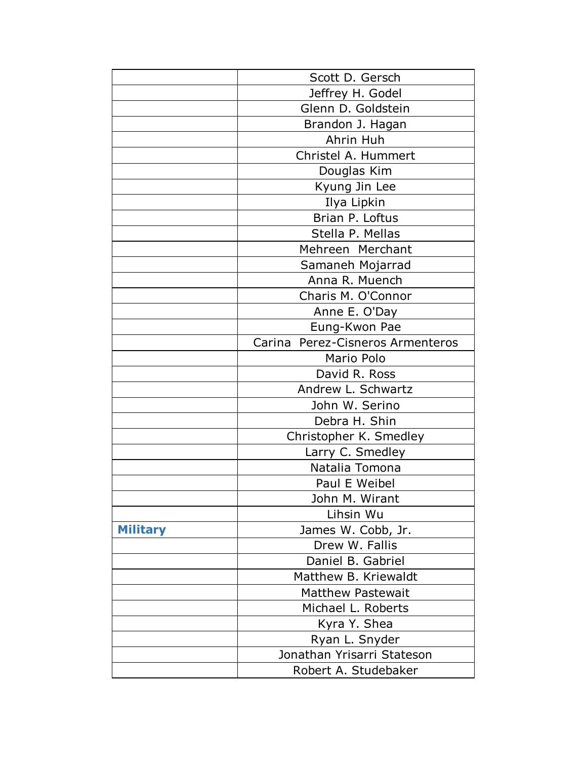| | |
|---|---|
| | Scott D. Gersch |
| | Jeffrey H. Godel |
| | Glenn D. Goldstein |
| | Brandon J. Hagan |
| | Ahrin Huh |
| | Christel A. Hummert |
| | Douglas Kim |
| | Kyung Jin Lee |
| | Ilya Lipkin |
| | Brian P. Loftus |
| | Stella P. Mellas |
| | Mehreen Merchant |
| | Samaneh Mojarrad |
| | Anna R. Muench |
| | Charis M. O'Connor |
| | Anne E. O'Day |
| | Eung-Kwon Pae |
| | Carina Perez-Cisneros Armenteros |
| | Mario Polo |
| | David R. Ross |
| | Andrew L. Schwartz |
| | John W. Serino |
| | Debra H. Shin |
| | Christopher K. Smedley |
| | Larry C. Smedley |
| | Natalia Tomona |
| | Paul E Weibel |
| | John M. Wirant |
| | Lihsin Wu |
| **Military** | James W. Cobb, Jr. |
| | Drew W. Fallis |
| | Daniel B. Gabriel |
| | Matthew B. Kriewaldt |
| | Matthew Pastewait |
| | Michael L. Roberts |
| | Kyra Y. Shea |
| | Ryan L. Snyder |
| | Jonathan Yrisarri Stateson |
| | Robert A. Studebaker |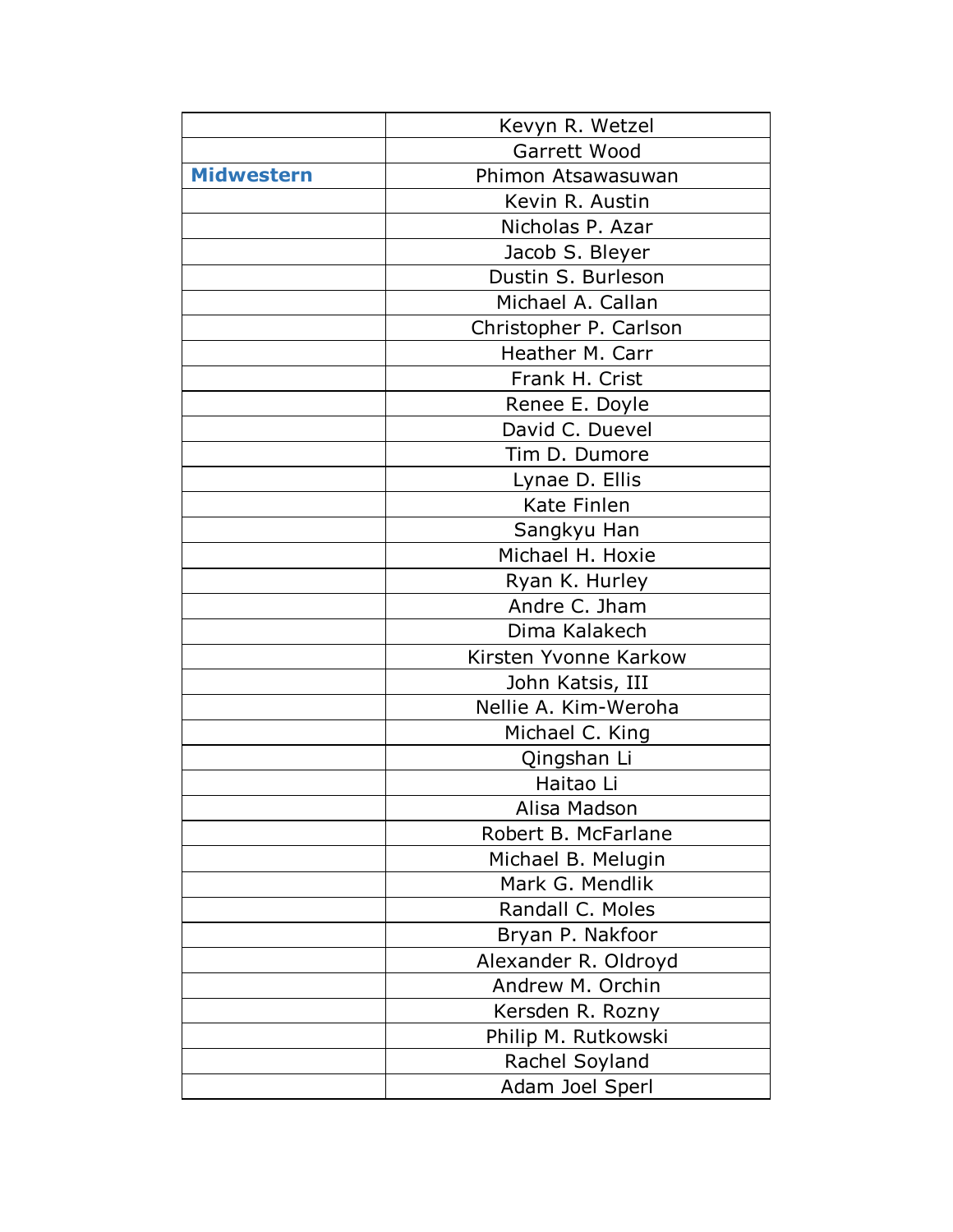| | |
|---|---|
| | Kevyn R. Wetzel |
| | Garrett Wood |
| **Midwestern** | Phimon Atsawasuwan |
| | Kevin R. Austin |
| | Nicholas P. Azar |
| | Jacob S. Bleyer |
| | Dustin S. Burleson |
| | Michael A. Callan |
| | Christopher P. Carlson |
| | Heather M. Carr |
| | Frank H. Crist |
| | Renee E. Doyle |
| | David C. Duevel |
| | Tim D. Dumore |
| | Lynae D. Ellis |
| | Kate Finlen |
| | Sangkyu Han |
| | Michael H. Hoxie |
| | Ryan K. Hurley |
| | Andre C. Jham |
| | Dima Kalakech |
| | Kirsten Yvonne Karkow |
| | John Katsis, III |
| | Nellie A. Kim-Weroha |
| | Michael C. King |
| | Qingshan Li |
| | Haitao Li |
| | Alisa Madson |
| | Robert B. McFarlane |
| | Michael B. Melugin |
| | Mark G. Mendlik |
| | Randall C. Moles |
| | Bryan P. Nakfoor |
| | Alexander R. Oldroyd |
| | Andrew M. Orchin |
| | Kersden R. Rozny |
| | Philip M. Rutkowski |
| | Rachel Soyland |
| | Adam Joel Sperl |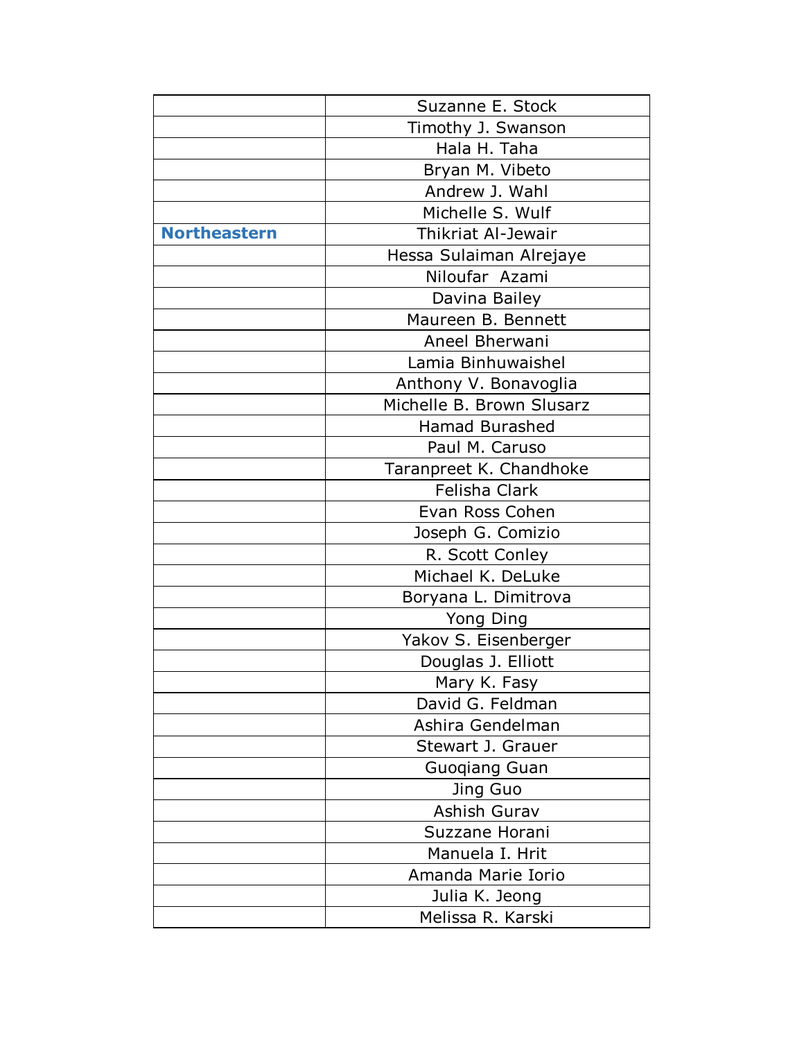| | |
|---|---|
| | Suzanne E. Stock |
| | Timothy J. Swanson |
| | Hala H. Taha |
| | Bryan M. Vibeto |
| | Andrew J. Wahl |
| | Michelle S. Wulf |
| **Northeastern** | Thikriat Al-Jewair |
| | Hessa Sulaiman Alrejaye |
| | Niloufar  Azami |
| | Davina Bailey |
| | Maureen B. Bennett |
| | Aneel Bherwani |
| | Lamia Binhuwaishel |
| | Anthony V. Bonavoglia |
| | Michelle B. Brown Slusarz |
| | Hamad Burashed |
| | Paul M. Caruso |
| | Taranpreet K. Chandhoke |
| | Felisha Clark |
| | Evan Ross Cohen |
| | Joseph G. Comizio |
| | R. Scott Conley |
| | Michael K. DeLuke |
| | Boryana L. Dimitrova |
| | Yong Ding |
| | Yakov S. Eisenberger |
| | Douglas J. Elliott |
| | Mary K. Fasy |
| | David G. Feldman |
| | Ashira Gendelman |
| | Stewart J. Grauer |
| | Guoqiang Guan |
| | Jing Guo |
| | Ashish Gurav |
| | Suzzane Horani |
| | Manuela I. Hrit |
| | Amanda Marie Iorio |
| | Julia K. Jeong |
| | Melissa R. Karski |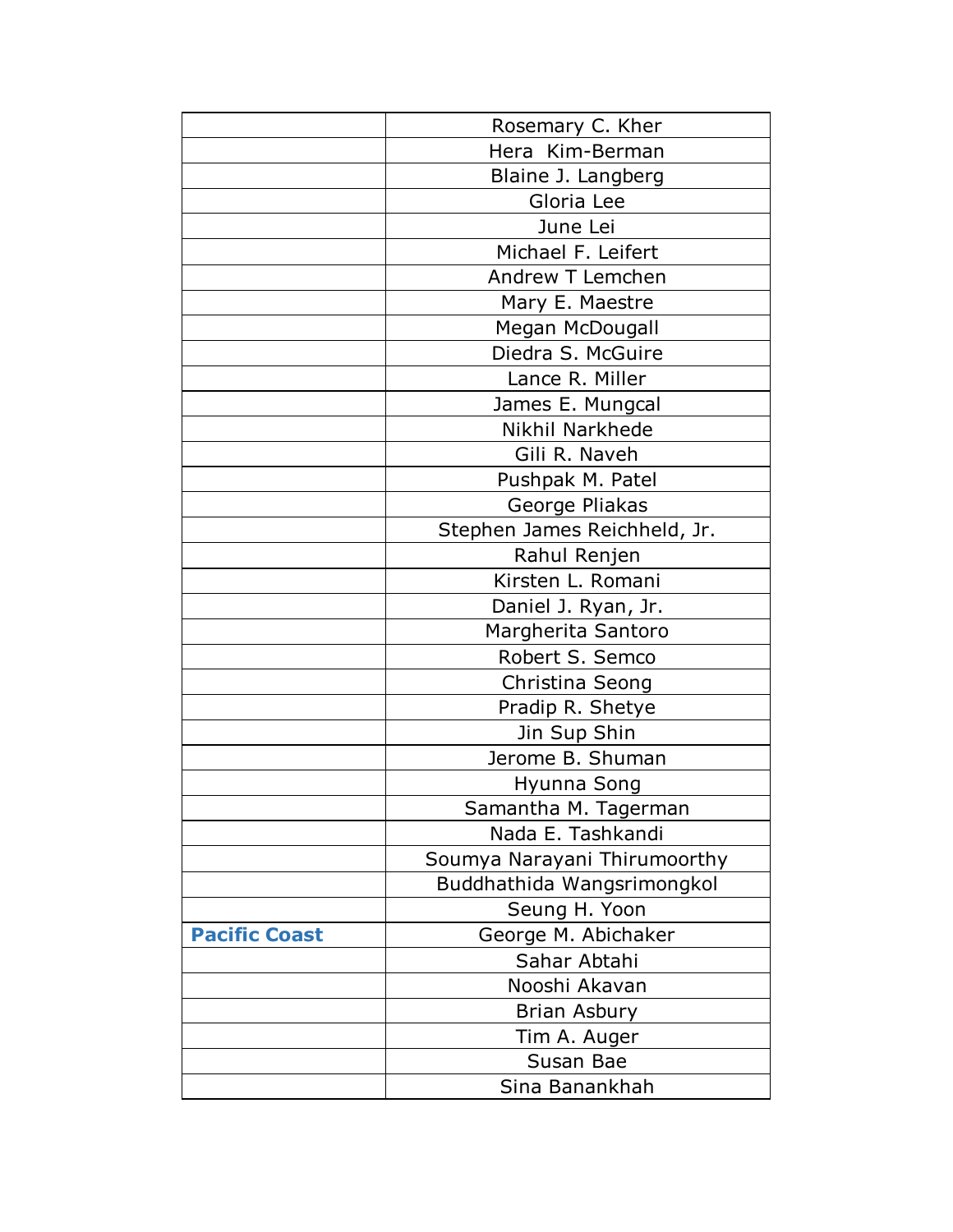| | |
|---|---|
| | Rosemary C. Kher |
| | Hera  Kim-Berman |
| | Blaine J. Langberg |
| | Gloria Lee |
| | June Lei |
| | Michael F. Leifert |
| | Andrew T Lemchen |
| | Mary E. Maestre |
| | Megan McDougall |
| | Diedra S. McGuire |
| | Lance R. Miller |
| | James E. Mungcal |
| | Nikhil Narkhede |
| | Gili R. Naveh |
| | Pushpak M. Patel |
| | George Pliakas |
| | Stephen James Reichheld, Jr. |
| | Rahul Renjen |
| | Kirsten L. Romani |
| | Daniel J. Ryan, Jr. |
| | Margherita Santoro |
| | Robert S. Semco |
| | Christina Seong |
| | Pradip R. Shetye |
| | Jin Sup Shin |
| | Jerome B. Shuman |
| | Hyunna Song |
| | Samantha M. Tagerman |
| | Nada E. Tashkandi |
| | Soumya Narayani Thirumoorthy |
| | Buddhathida Wangsrimongkol |
| | Seung H. Yoon |
| **Pacific Coast** | George M. Abichaker |
| | Sahar Abtahi |
| | Nooshi Akavan |
| | Brian Asbury |
| | Tim A. Auger |
| | Susan Bae |
| | Sina Banankhah |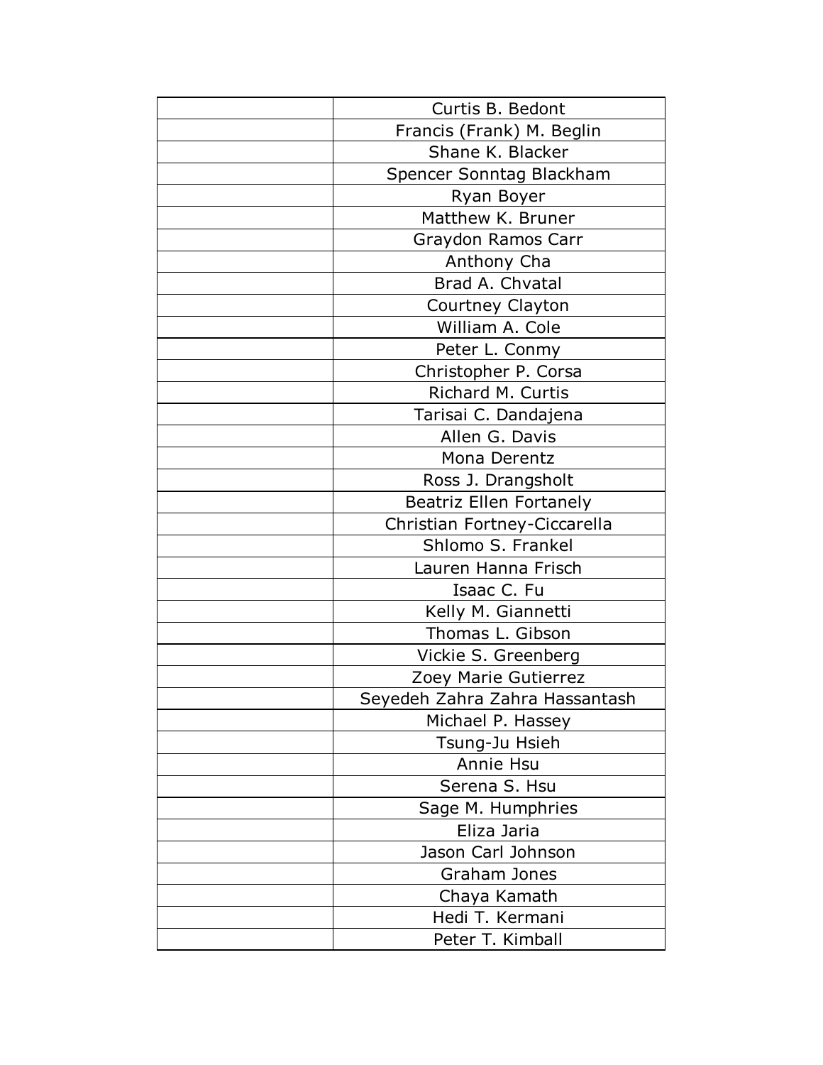| | |
|---|---|
| | Curtis B. Bedont |
| | Francis (Frank) M. Beglin |
| | Shane K. Blacker |
| | Spencer Sonntag Blackham |
| | Ryan Boyer |
| | Matthew K. Bruner |
| | Graydon Ramos Carr |
| | Anthony Cha |
| | Brad A. Chvatal |
| | Courtney Clayton |
| | William A. Cole |
| | Peter L. Conmy |
| | Christopher P. Corsa |
| | Richard M. Curtis |
| | Tarisai C. Dandajena |
| | Allen G. Davis |
| | Mona Derentz |
| | Ross J. Drangsholt |
| | Beatriz Ellen Fortanely |
| | Christian Fortney-Ciccarella |
| | Shlomo S. Frankel |
| | Lauren Hanna Frisch |
| | Isaac C. Fu |
| | Kelly M. Giannetti |
| | Thomas L. Gibson |
| | Vickie S. Greenberg |
| | Zoey Marie Gutierrez |
| | Seyedeh Zahra Zahra Hassantash |
| | Michael P. Hassey |
| | Tsung-Ju Hsieh |
| | Annie Hsu |
| | Serena S. Hsu |
| | Sage M. Humphries |
| | Eliza Jaria |
| | Jason Carl Johnson |
| | Graham Jones |
| | Chaya Kamath |
| | Hedi T. Kermani |
| | Peter T. Kimball |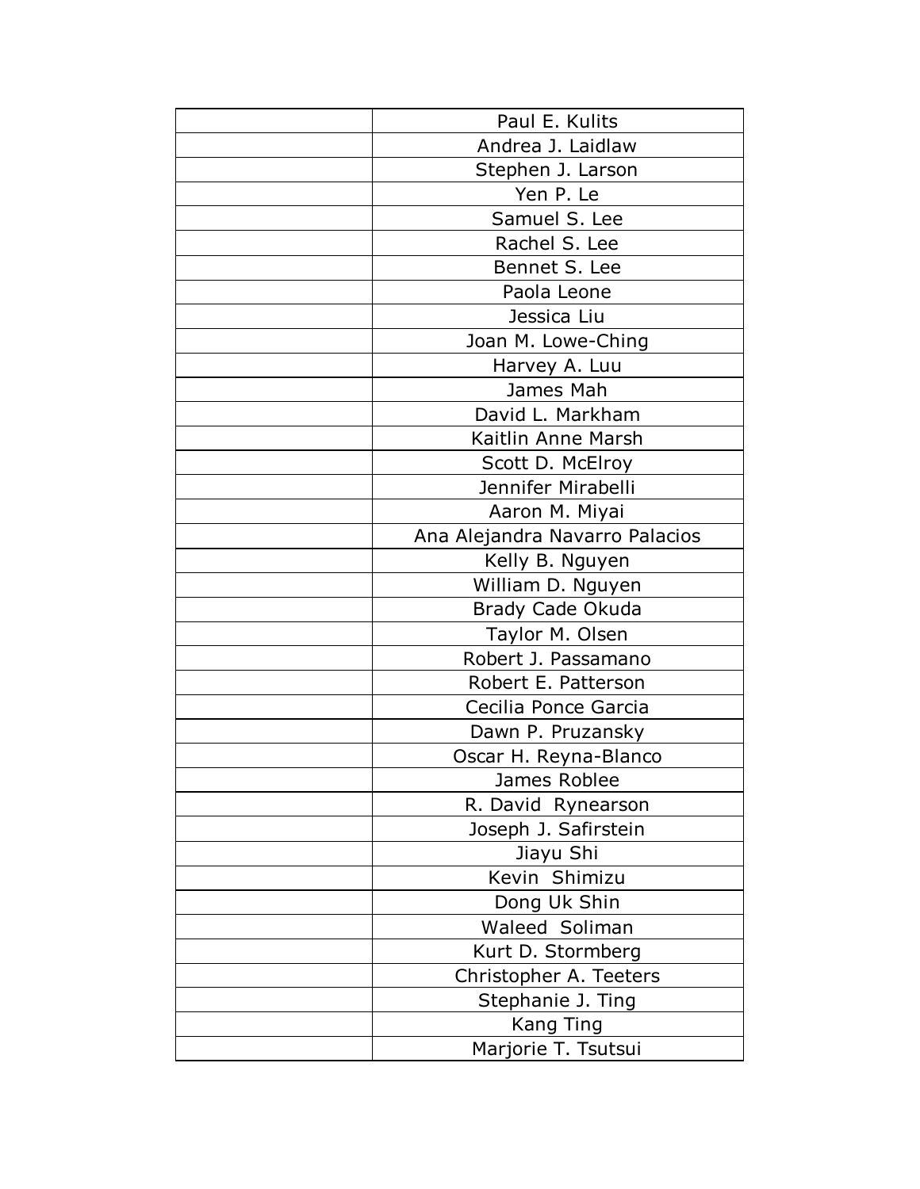| | |
|---|---|
| | Paul E. Kulits |
| | Andrea J. Laidlaw |
| | Stephen J. Larson |
| | Yen P. Le |
| | Samuel S. Lee |
| | Rachel S. Lee |
| | Bennet S. Lee |
| | Paola Leone |
| | Jessica Liu |
| | Joan M. Lowe-Ching |
| | Harvey A. Luu |
| | James Mah |
| | David L. Markham |
| | Kaitlin Anne Marsh |
| | Scott D. McElroy |
| | Jennifer Mirabelli |
| | Aaron M. Miyai |
| | Ana Alejandra Navarro Palacios |
| | Kelly B. Nguyen |
| | William D. Nguyen |
| | Brady Cade Okuda |
| | Taylor M. Olsen |
| | Robert J. Passamano |
| | Robert E. Patterson |
| | Cecilia Ponce Garcia |
| | Dawn P. Pruzansky |
| | Oscar H. Reyna-Blanco |
| | James Roblee |
| | R. David Rynearson |
| | Joseph J. Safirstein |
| | Jiayu Shi |
| | Kevin Shimizu |
| | Dong Uk Shin |
| | Waleed Soliman |
| | Kurt D. Stormberg |
| | Christopher A. Teeters |
| | Stephanie J. Ting |
| | Kang Ting |
| | Marjorie T. Tsutsui |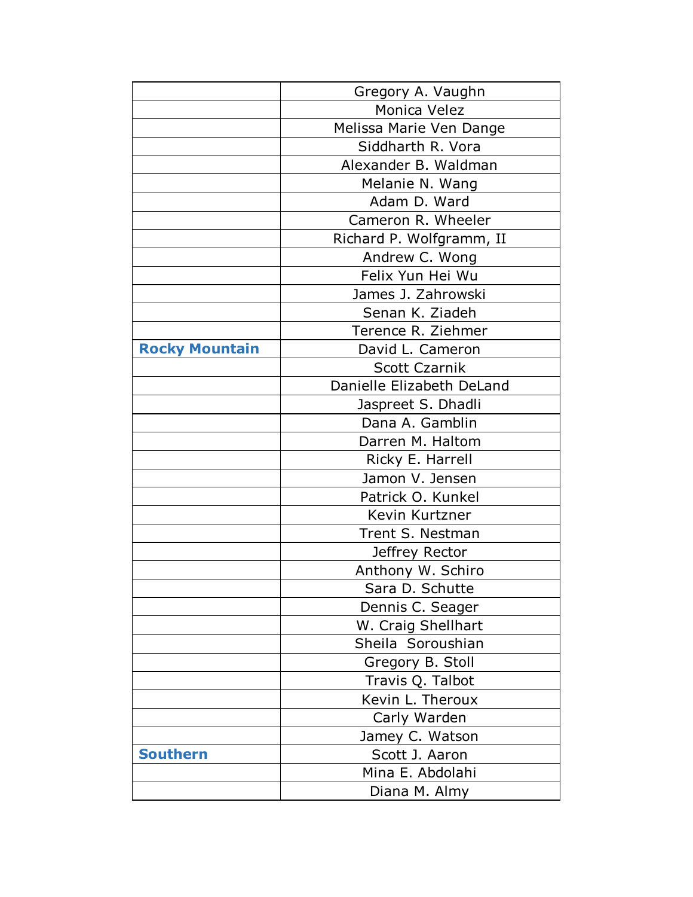| | |
|---|---|
| | Gregory A. Vaughn |
| | Monica Velez |
| | Melissa Marie Ven Dange |
| | Siddharth R. Vora |
| | Alexander B. Waldman |
| | Melanie N. Wang |
| | Adam D. Ward |
| | Cameron R. Wheeler |
| | Richard P. Wolfgramm, II |
| | Andrew C. Wong |
| | Felix Yun Hei Wu |
| | James J. Zahrowski |
| | Senan K. Ziadeh |
| | Terence R. Ziehmer |
| **Rocky Mountain** | David L. Cameron |
| | Scott Czarnik |
| | Danielle Elizabeth DeLand |
| | Jaspreet S. Dhadli |
| | Dana A. Gamblin |
| | Darren M. Haltom |
| | Ricky E. Harrell |
| | Jamon V. Jensen |
| | Patrick O. Kunkel |
| | Kevin Kurtzner |
| | Trent S. Nestman |
| | Jeffrey Rector |
| | Anthony W. Schiro |
| | Sara D. Schutte |
| | Dennis C. Seager |
| | W. Craig Shellhart |
| | Sheila Soroushian |
| | Gregory B. Stoll |
| | Travis Q. Talbot |
| | Kevin L. Theroux |
| | Carly Warden |
| | Jamey C. Watson |
| **Southern** | Scott J. Aaron |
| | Mina E. Abdolahi |
| | Diana M. Almy |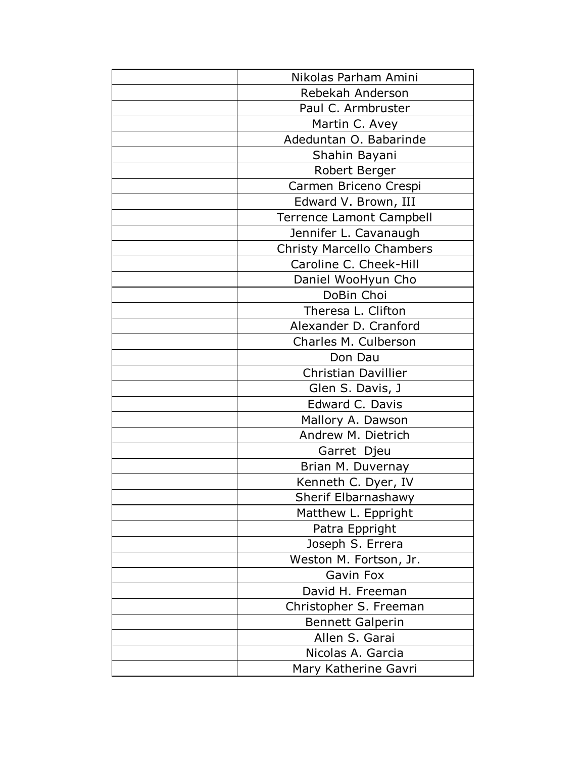| | |
|---|---|
| | Nikolas Parham Amini |
| | Rebekah Anderson |
| | Paul C. Armbruster |
| | Martin C. Avey |
| | Adeduntan O. Babarinde |
| | Shahin Bayani |
| | Robert Berger |
| | Carmen Briceno Crespi |
| | Edward V. Brown, III |
| | Terrence Lamont Campbell |
| | Jennifer L. Cavanaugh |
| | Christy Marcello Chambers |
| | Caroline C. Cheek-Hill |
| | Daniel WooHyun Cho |
| | DoBin Choi |
| | Theresa L. Clifton |
| | Alexander D. Cranford |
| | Charles M. Culberson |
| | Don Dau |
| | Christian Davillier |
| | Glen S. Davis, J |
| | Edward C. Davis |
| | Mallory A. Dawson |
| | Andrew M. Dietrich |
| | Garret Djeu |
| | Brian M. Duvernay |
| | Kenneth C. Dyer, IV |
| | Sherif Elbarnashawy |
| | Matthew L. Eppright |
| | Patra Eppright |
| | Joseph S. Errera |
| | Weston M. Fortson, Jr. |
| | Gavin Fox |
| | David H. Freeman |
| | Christopher S. Freeman |
| | Bennett Galperin |
| | Allen S. Garai |
| | Nicolas A. Garcia |
| | Mary Katherine Gavri |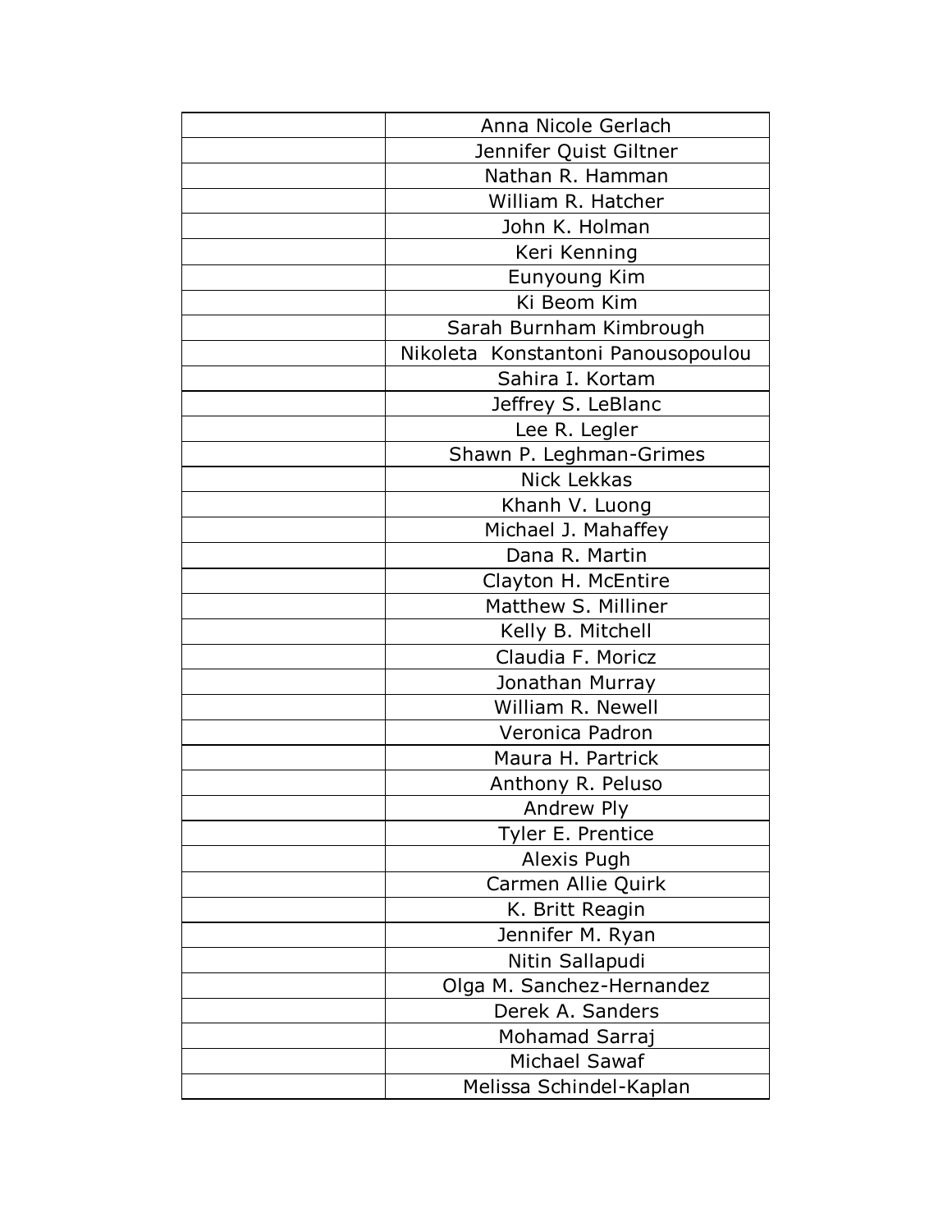| | |
|---|---|
| | Anna Nicole Gerlach |
| | Jennifer Quist Giltner |
| | Nathan R. Hamman |
| | William R. Hatcher |
| | John K. Holman |
| | Keri Kenning |
| | Eunyoung Kim |
| | Ki Beom Kim |
| | Sarah Burnham Kimbrough |
| | Nikoleta  Konstantoni Panousopoulou |
| | Sahira I. Kortam |
| | Jeffrey S. LeBlanc |
| | Lee R. Legler |
| | Shawn P. Leghman-Grimes |
| | Nick Lekkas |
| | Khanh V. Luong |
| | Michael J. Mahaffey |
| | Dana R. Martin |
| | Clayton H. McEntire |
| | Matthew S. Milliner |
| | Kelly B. Mitchell |
| | Claudia F. Moricz |
| | Jonathan Murray |
| | William R. Newell |
| | Veronica Padron |
| | Maura H. Partrick |
| | Anthony R. Peluso |
| | Andrew Ply |
| | Tyler E. Prentice |
| | Alexis Pugh |
| | Carmen Allie Quirk |
| | K. Britt Reagin |
| | Jennifer M. Ryan |
| | Nitin Sallapudi |
| | Olga M. Sanchez-Hernandez |
| | Derek A. Sanders |
| | Mohamad Sarraj |
| | Michael Sawaf |
| | Melissa Schindel-Kaplan |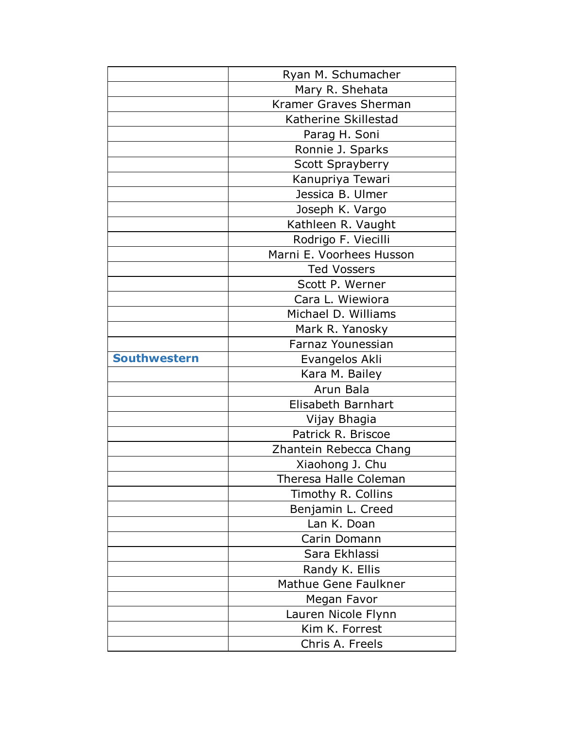| | |
|---|---|
| | Ryan M. Schumacher |
| | Mary R. Shehata |
| | Kramer Graves Sherman |
| | Katherine Skillestad |
| | Parag H. Soni |
| | Ronnie J. Sparks |
| | Scott Sprayberry |
| | Kanupriya Tewari |
| | Jessica B. Ulmer |
| | Joseph K. Vargo |
| | Kathleen R. Vaught |
| | Rodrigo F. Viecilli |
| | Marni E. Voorhees Husson |
| | Ted Vossers |
| | Scott P. Werner |
| | Cara L. Wiewiora |
| | Michael D. Williams |
| | Mark R. Yanosky |
| | Farnaz Younessian |
| **Southwestern** | Evangelos Akli |
| | Kara M. Bailey |
| | Arun Bala |
| | Elisabeth Barnhart |
| | Vijay Bhagia |
| | Patrick R. Briscoe |
| | Zhantein Rebecca Chang |
| | Xiaohong J. Chu |
| | Theresa Halle Coleman |
| | Timothy R. Collins |
| | Benjamin L. Creed |
| | Lan K. Doan |
| | Carin Domann |
| | Sara Ekhlassi |
| | Randy K. Ellis |
| | Mathue Gene Faulkner |
| | Megan Favor |
| | Lauren Nicole Flynn |
| | Kim K. Forrest |
| | Chris A. Freels |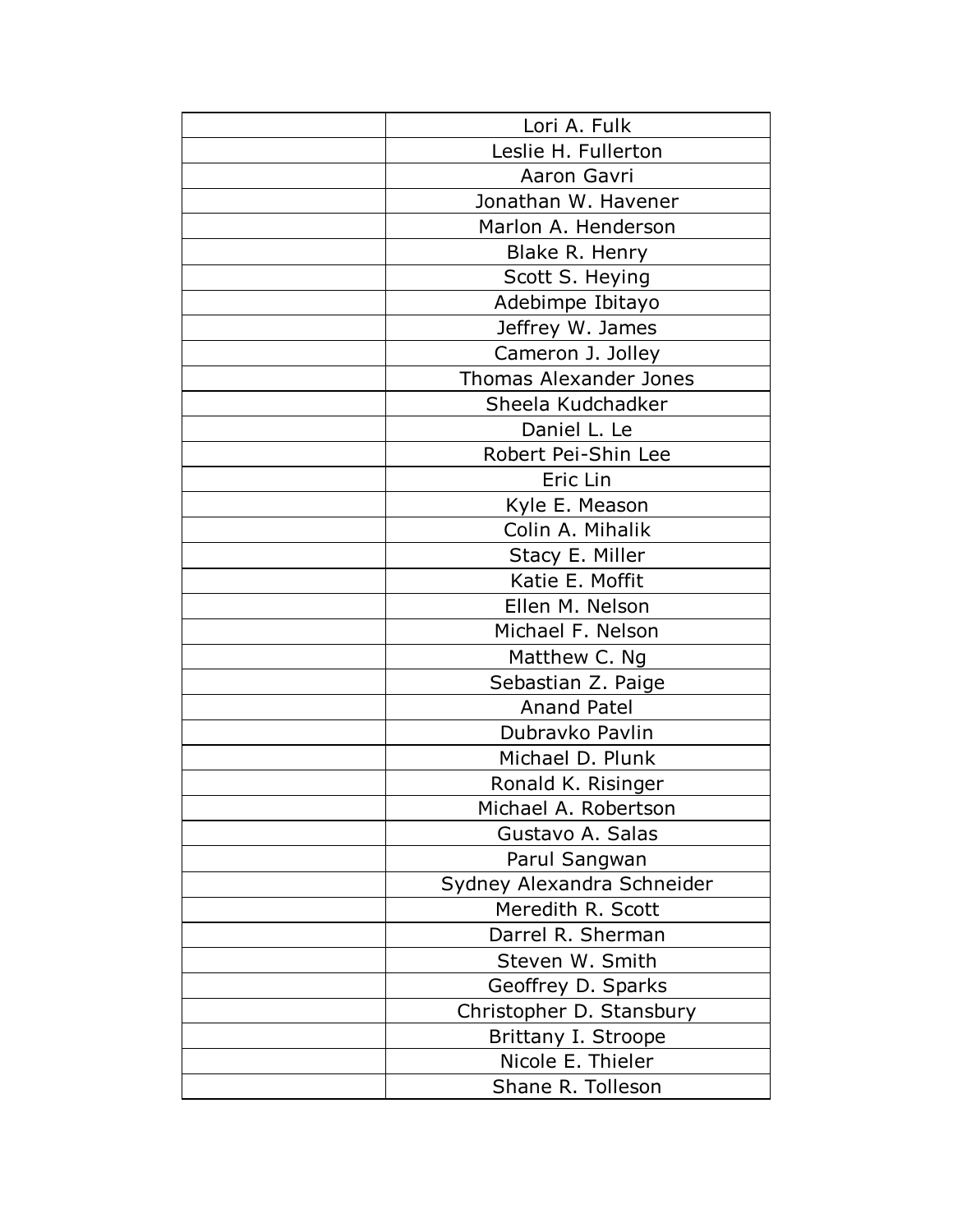| | |
|---|---|
| | Lori A. Fulk |
| | Leslie H. Fullerton |
| | Aaron Gavri |
| | Jonathan W. Havener |
| | Marlon A. Henderson |
| | Blake R. Henry |
| | Scott S. Heying |
| | Adebimpe Ibitayo |
| | Jeffrey W. James |
| | Cameron J. Jolley |
| | Thomas Alexander Jones |
| | Sheela Kudchadker |
| | Daniel L. Le |
| | Robert Pei-Shin Lee |
| | Eric Lin |
| | Kyle E. Meason |
| | Colin A. Mihalik |
| | Stacy E. Miller |
| | Katie E. Moffit |
| | Ellen M. Nelson |
| | Michael F. Nelson |
| | Matthew C. Ng |
| | Sebastian Z. Paige |
| | Anand Patel |
| | Dubravko Pavlin |
| | Michael D. Plunk |
| | Ronald K. Risinger |
| | Michael A. Robertson |
| | Gustavo A. Salas |
| | Parul Sangwan |
| | Sydney Alexandra Schneider |
| | Meredith R. Scott |
| | Darrel R. Sherman |
| | Steven W. Smith |
| | Geoffrey D. Sparks |
| | Christopher D. Stansbury |
| | Brittany I. Stroope |
| | Nicole E. Thieler |
| | Shane R. Tolleson |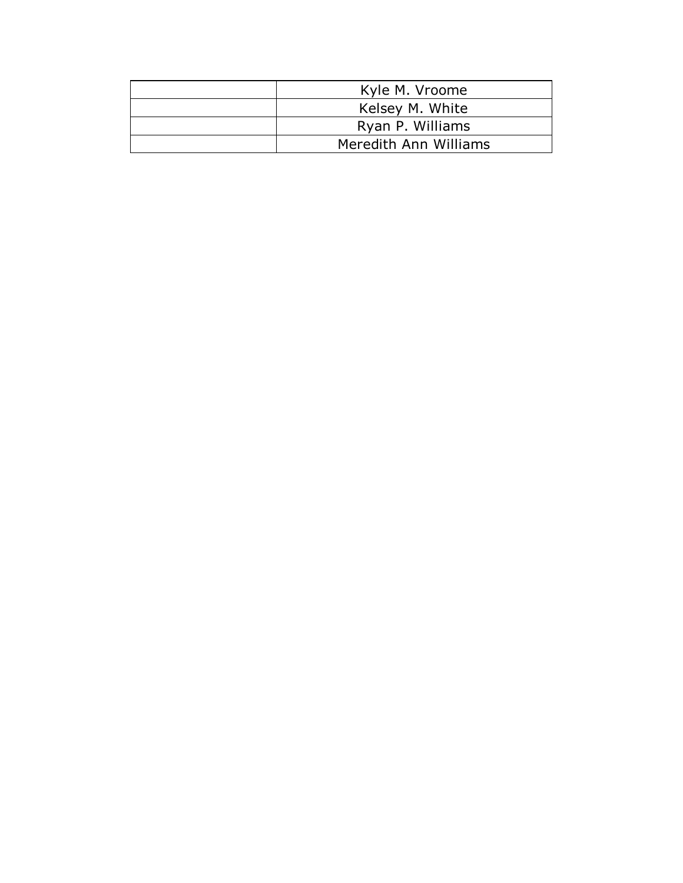| | |
|---|---|
| | Kyle M. Vroome |
| | Kelsey M. White |
| | Ryan P. Williams |
| | Meredith Ann Williams |